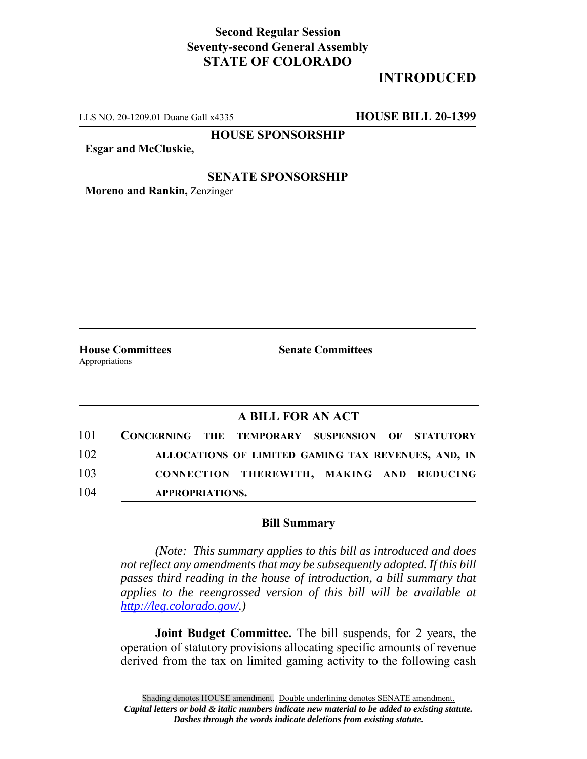**Second Regular Session**
**Seventy-second General Assembly**
**STATE OF COLORADO**

# INTRODUCED

LLS NO. 20-1209.01 Duane Gall x4335 **HOUSE BILL 20-1399**

**HOUSE SPONSORSHIP**

**Esgar and McCluskie,**

**SENATE SPONSORSHIP**

**Moreno and Rankin,** Zenzinger

**House Committees**
Appropriations

**Senate Committees**

## A BILL FOR AN ACT

101 **CONCERNING THE TEMPORARY SUSPENSION OF STATUTORY**
102 **ALLOCATIONS OF LIMITED GAMING TAX REVENUES, AND, IN**
103 **CONNECTION THEREWITH, MAKING AND REDUCING**
104 **APPROPRIATIONS.**

### Bill Summary

*(Note: This summary applies to this bill as introduced and does not reflect any amendments that may be subsequently adopted. If this bill passes third reading in the house of introduction, a bill summary that applies to the reengrossed version of this bill will be available at http://leg.colorado.gov/.)*

**Joint Budget Committee.** The bill suspends, for 2 years, the operation of statutory provisions allocating specific amounts of revenue derived from the tax on limited gaming activity to the following cash

Shading denotes HOUSE amendment. Double underlining denotes SENATE amendment.
*Capital letters or bold & italic numbers indicate new material to be added to existing statute.*
*Dashes through the words indicate deletions from existing statute.*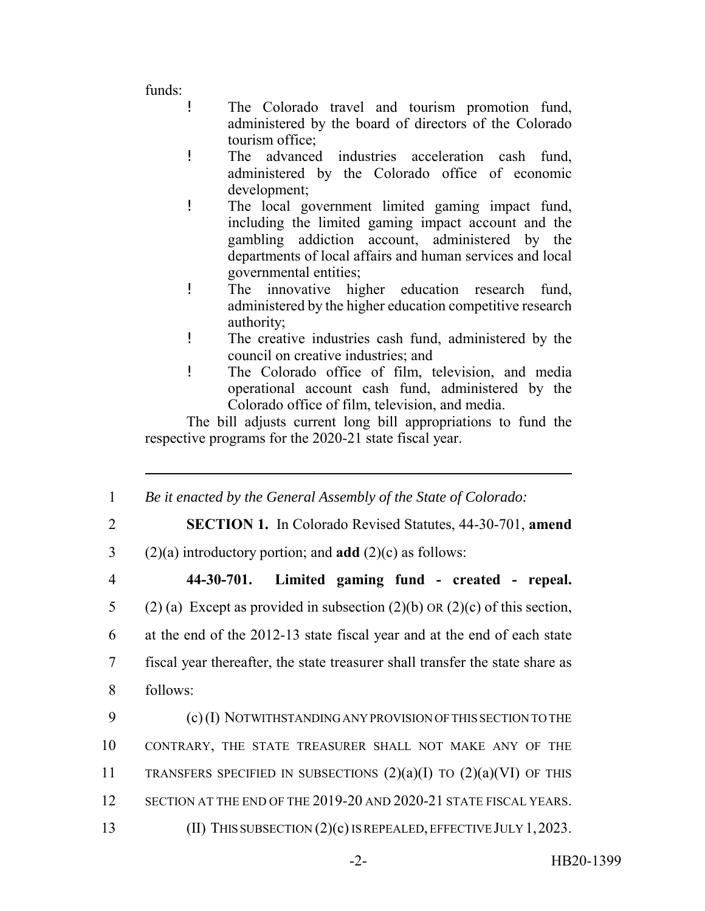funds:

- The Colorado travel and tourism promotion fund, administered by the board of directors of the Colorado tourism office;
- The advanced industries acceleration cash fund, administered by the Colorado office of economic development;
- The local government limited gaming impact fund, including the limited gaming impact account and the gambling addiction account, administered by the departments of local affairs and human services and local governmental entities;
- The innovative higher education research fund, administered by the higher education competitive research authority;
- The creative industries cash fund, administered by the council on creative industries; and
- The Colorado office of film, television, and media operational account cash fund, administered by the Colorado office of film, television, and media.

The bill adjusts current long bill appropriations to fund the respective programs for the 2020-21 state fiscal year.

---

1 *Be it enacted by the General Assembly of the State of Colorado:*

2 **SECTION 1.** In Colorado Revised Statutes, 44-30-701, **amend**

3 (2)(a) introductory portion; and **add** (2)(c) as follows:

4 **44-30-701. Limited gaming fund - created - repeal.**

5 (2) (a) Except as provided in subsection (2)(b) OR (2)(c) of this section,

6 at the end of the 2012-13 state fiscal year and at the end of each state

7 fiscal year thereafter, the state treasurer shall transfer the state share as

8 follows:

9 (c) (I) NOTWITHSTANDING ANY PROVISION OF THIS SECTION TO THE

10 CONTRARY, THE STATE TREASURER SHALL NOT MAKE ANY OF THE

11 TRANSFERS SPECIFIED IN SUBSECTIONS (2)(a)(I) TO (2)(a)(VI) OF THIS

12 SECTION AT THE END OF THE 2019-20 AND 2020-21 STATE FISCAL YEARS.

13 (II) THIS SUBSECTION (2)(c) IS REPEALED, EFFECTIVE JULY 1, 2023.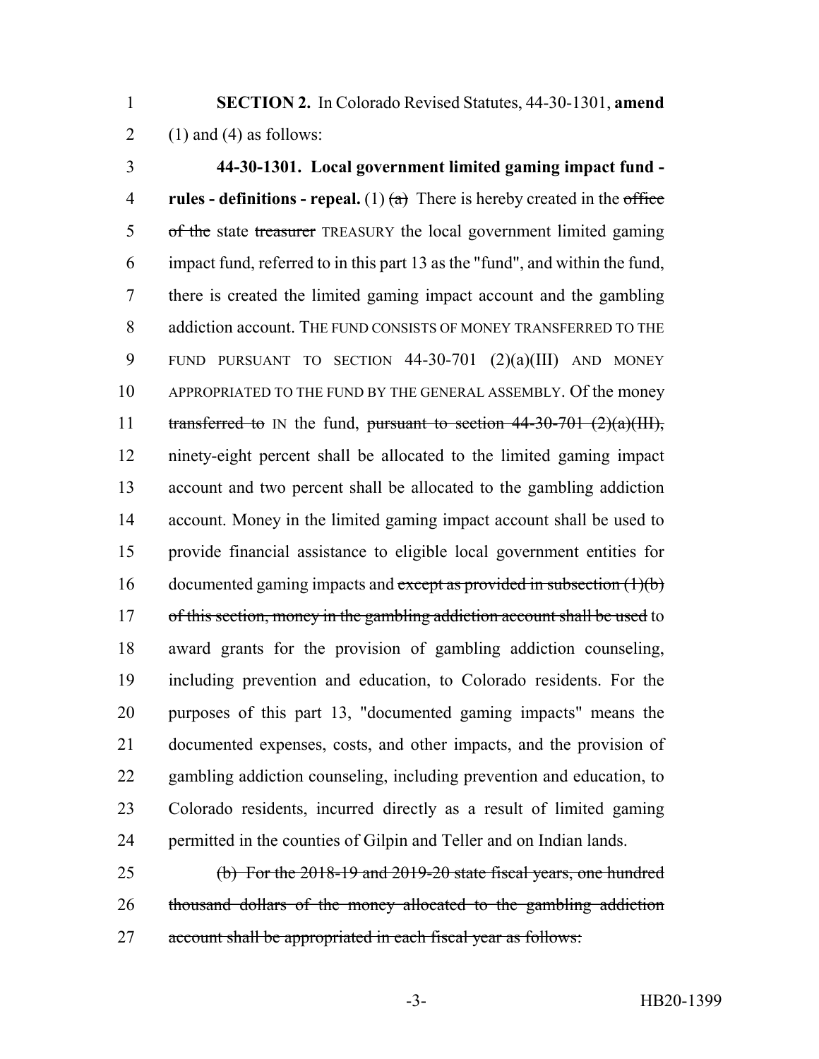**SECTION 2.** In Colorado Revised Statutes, 44-30-1301, **amend** (1) and (4) as follows:

**44-30-1301. Local government limited gaming impact fund - rules - definitions - repeal.** (1) ~~(a)~~ There is hereby created in the ~~office of the~~ state ~~treasurer~~ TREASURY the local government limited gaming impact fund, referred to in this part 13 as the "fund", and within the fund, there is created the limited gaming impact account and the gambling addiction account. THE FUND CONSISTS OF MONEY TRANSFERRED TO THE FUND PURSUANT TO SECTION 44-30-701 (2)(a)(III) AND MONEY APPROPRIATED TO THE FUND BY THE GENERAL ASSEMBLY. Of the money ~~transferred to~~ IN the fund, ~~pursuant to section 44-30-701 (2)(a)(III),~~ ninety-eight percent shall be allocated to the limited gaming impact account and two percent shall be allocated to the gambling addiction account. Money in the limited gaming impact account shall be used to provide financial assistance to eligible local government entities for documented gaming impacts and ~~except as provided in subsection (1)(b) of this section, money in the gambling addiction account shall be used~~ to award grants for the provision of gambling addiction counseling, including prevention and education, to Colorado residents. For the purposes of this part 13, "documented gaming impacts" means the documented expenses, costs, and other impacts, and the provision of gambling addiction counseling, including prevention and education, to Colorado residents, incurred directly as a result of limited gaming permitted in the counties of Gilpin and Teller and on Indian lands.

~~(b) For the 2018-19 and 2019-20 state fiscal years, one hundred thousand dollars of the money allocated to the gambling addiction account shall be appropriated in each fiscal year as follows:~~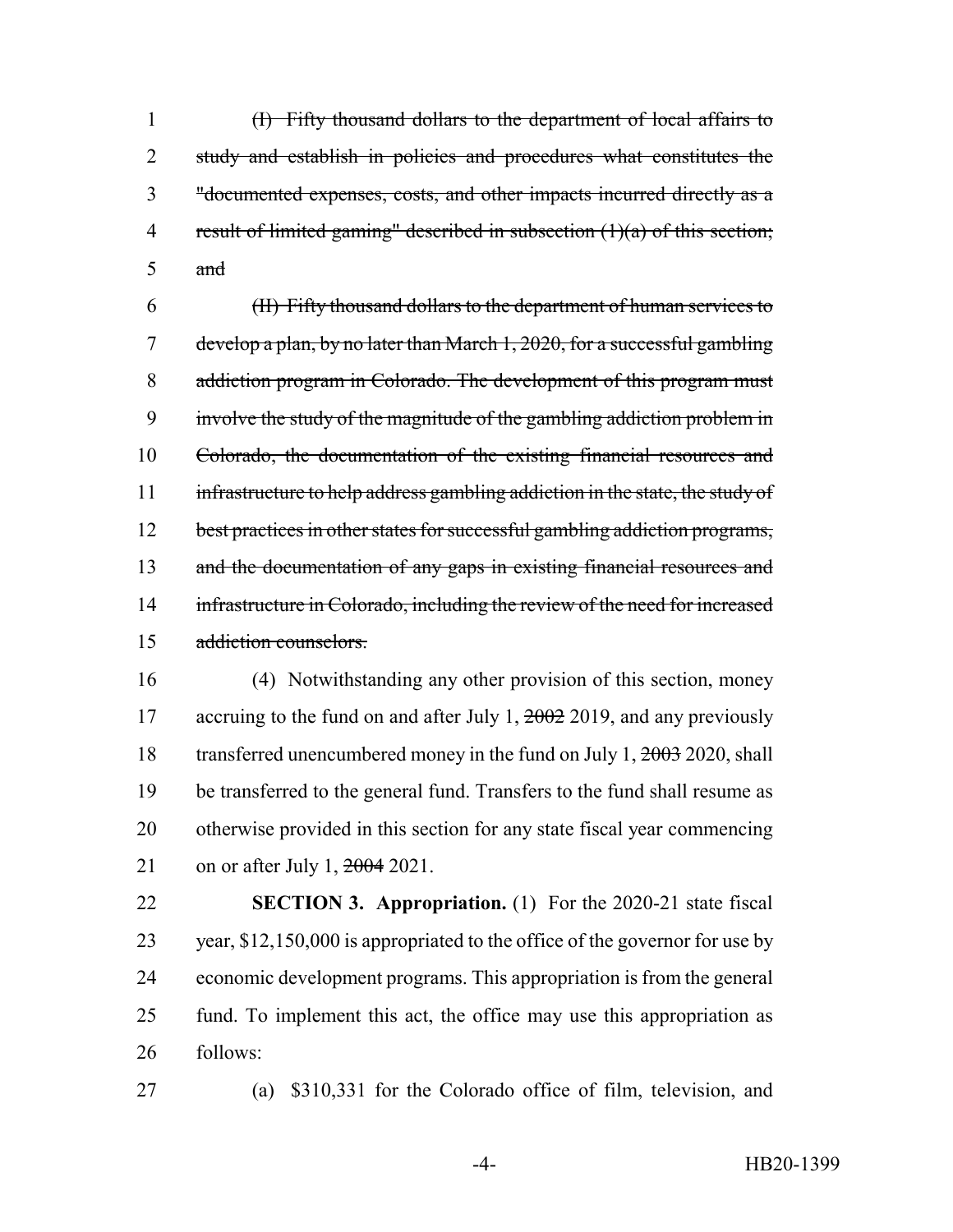~~(I) Fifty thousand dollars to the department of local affairs to study and establish in policies and procedures what constitutes the "documented expenses, costs, and other impacts incurred directly as a result of limited gaming" described in subsection (1)(a) of this section; and~~

~~(II) Fifty thousand dollars to the department of human services to develop a plan, by no later than March 1, 2020, for a successful gambling addiction program in Colorado. The development of this program must involve the study of the magnitude of the gambling addiction problem in Colorado, the documentation of the existing financial resources and infrastructure to help address gambling addiction in the state, the study of best practices in other states for successful gambling addiction programs, and the documentation of any gaps in existing financial resources and infrastructure in Colorado, including the review of the need for increased addiction counselors.~~

(4) Notwithstanding any other provision of this section, money accruing to the fund on and after July 1, ~~2002~~ 2019, and any previously transferred unencumbered money in the fund on July 1, ~~2003~~ 2020, shall be transferred to the general fund. Transfers to the fund shall resume as otherwise provided in this section for any state fiscal year commencing on or after July 1, ~~2004~~ 2021.

**SECTION 3. Appropriation.** (1) For the 2020-21 state fiscal year, $12,150,000 is appropriated to the office of the governor for use by economic development programs. This appropriation is from the general fund. To implement this act, the office may use this appropriation as follows:

(a) $310,331 for the Colorado office of film, television, and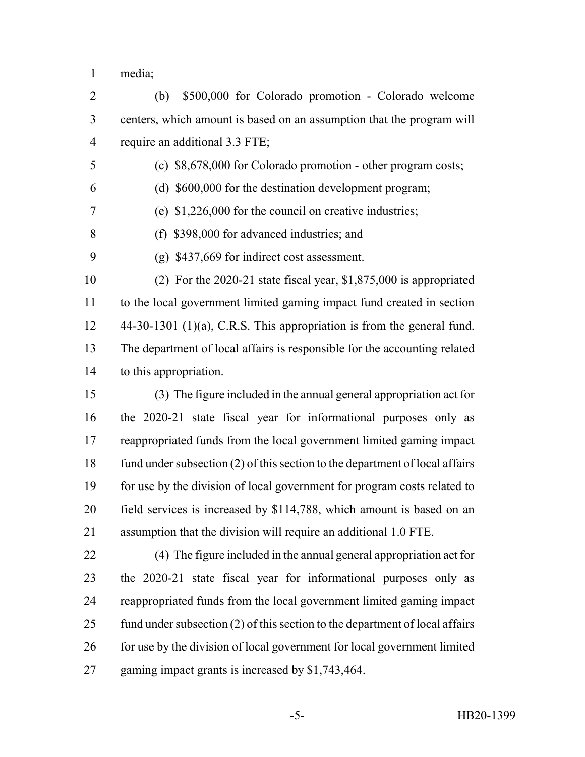media;

(b) $500,000 for Colorado promotion - Colorado welcome centers, which amount is based on an assumption that the program will require an additional 3.3 FTE;

(c) $8,678,000 for Colorado promotion - other program costs;

(d) $600,000 for the destination development program;

(e) $1,226,000 for the council on creative industries;

(f) $398,000 for advanced industries; and

(g) $437,669 for indirect cost assessment.

(2) For the 2020-21 state fiscal year, $1,875,000 is appropriated to the local government limited gaming impact fund created in section 44-30-1301 (1)(a), C.R.S. This appropriation is from the general fund. The department of local affairs is responsible for the accounting related to this appropriation.

(3) The figure included in the annual general appropriation act for the 2020-21 state fiscal year for informational purposes only as reappropriated funds from the local government limited gaming impact fund under subsection (2) of this section to the department of local affairs for use by the division of local government for program costs related to field services is increased by $114,788, which amount is based on an assumption that the division will require an additional 1.0 FTE.

(4) The figure included in the annual general appropriation act for the 2020-21 state fiscal year for informational purposes only as reappropriated funds from the local government limited gaming impact fund under subsection (2) of this section to the department of local affairs for use by the division of local government for local government limited gaming impact grants is increased by $1,743,464.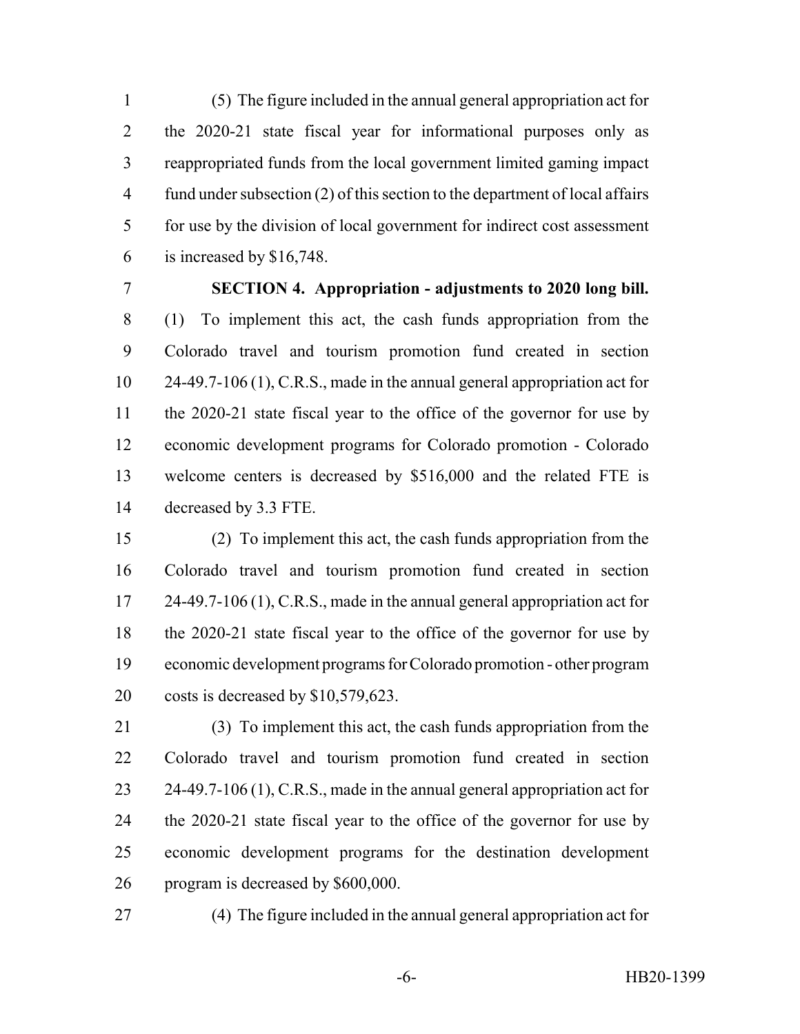(5) The figure included in the annual general appropriation act for the 2020-21 state fiscal year for informational purposes only as reappropriated funds from the local government limited gaming impact fund under subsection (2) of this section to the department of local affairs for use by the division of local government for indirect cost assessment is increased by $16,748.

**SECTION 4. Appropriation - adjustments to 2020 long bill.** (1) To implement this act, the cash funds appropriation from the Colorado travel and tourism promotion fund created in section 24-49.7-106 (1), C.R.S., made in the annual general appropriation act for the 2020-21 state fiscal year to the office of the governor for use by economic development programs for Colorado promotion - Colorado welcome centers is decreased by $516,000 and the related FTE is decreased by 3.3 FTE.

(2) To implement this act, the cash funds appropriation from the Colorado travel and tourism promotion fund created in section 24-49.7-106 (1), C.R.S., made in the annual general appropriation act for the 2020-21 state fiscal year to the office of the governor for use by economic development programs for Colorado promotion - other program costs is decreased by $10,579,623.

(3) To implement this act, the cash funds appropriation from the Colorado travel and tourism promotion fund created in section 24-49.7-106 (1), C.R.S., made in the annual general appropriation act for the 2020-21 state fiscal year to the office of the governor for use by economic development programs for the destination development program is decreased by $600,000.

(4) The figure included in the annual general appropriation act for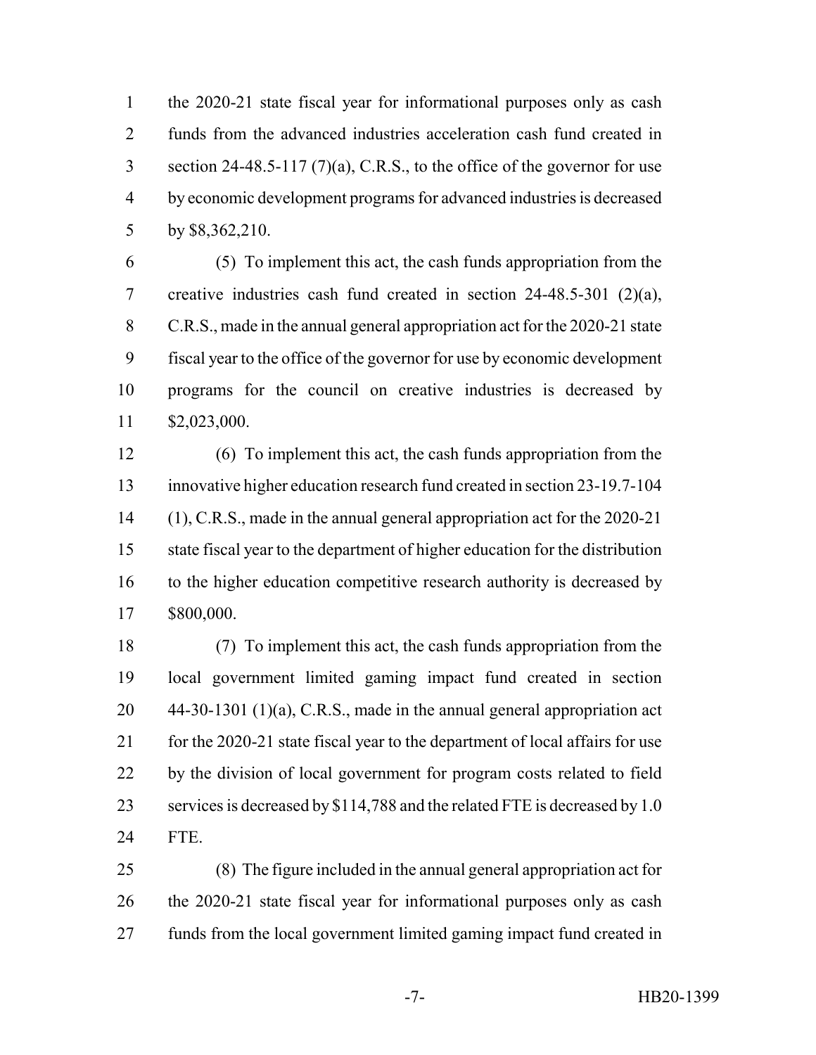the 2020-21 state fiscal year for informational purposes only as cash funds from the advanced industries acceleration cash fund created in section 24-48.5-117 (7)(a), C.R.S., to the office of the governor for use by economic development programs for advanced industries is decreased by $8,362,210.

(5) To implement this act, the cash funds appropriation from the creative industries cash fund created in section 24-48.5-301 (2)(a), C.R.S., made in the annual general appropriation act for the 2020-21 state fiscal year to the office of the governor for use by economic development programs for the council on creative industries is decreased by $2,023,000.

(6) To implement this act, the cash funds appropriation from the innovative higher education research fund created in section 23-19.7-104 (1), C.R.S., made in the annual general appropriation act for the 2020-21 state fiscal year to the department of higher education for the distribution to the higher education competitive research authority is decreased by $800,000.

(7) To implement this act, the cash funds appropriation from the local government limited gaming impact fund created in section 44-30-1301 (1)(a), C.R.S., made in the annual general appropriation act for the 2020-21 state fiscal year to the department of local affairs for use by the division of local government for program costs related to field services is decreased by $114,788 and the related FTE is decreased by 1.0 FTE.

(8) The figure included in the annual general appropriation act for the 2020-21 state fiscal year for informational purposes only as cash funds from the local government limited gaming impact fund created in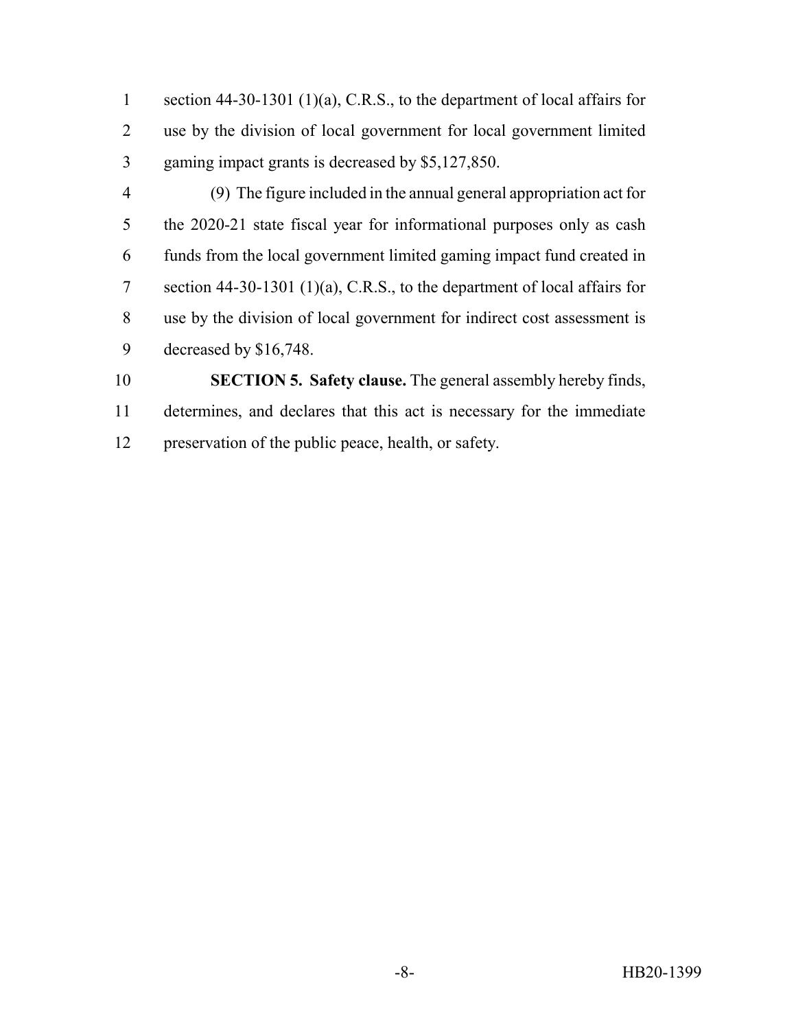section 44-30-1301 (1)(a), C.R.S., to the department of local affairs for use by the division of local government for local government limited gaming impact grants is decreased by $5,127,850.

(9) The figure included in the annual general appropriation act for the 2020-21 state fiscal year for informational purposes only as cash funds from the local government limited gaming impact fund created in section 44-30-1301 (1)(a), C.R.S., to the department of local affairs for use by the division of local government for indirect cost assessment is decreased by $16,748.

**SECTION 5. Safety clause.** The general assembly hereby finds, determines, and declares that this act is necessary for the immediate preservation of the public peace, health, or safety.